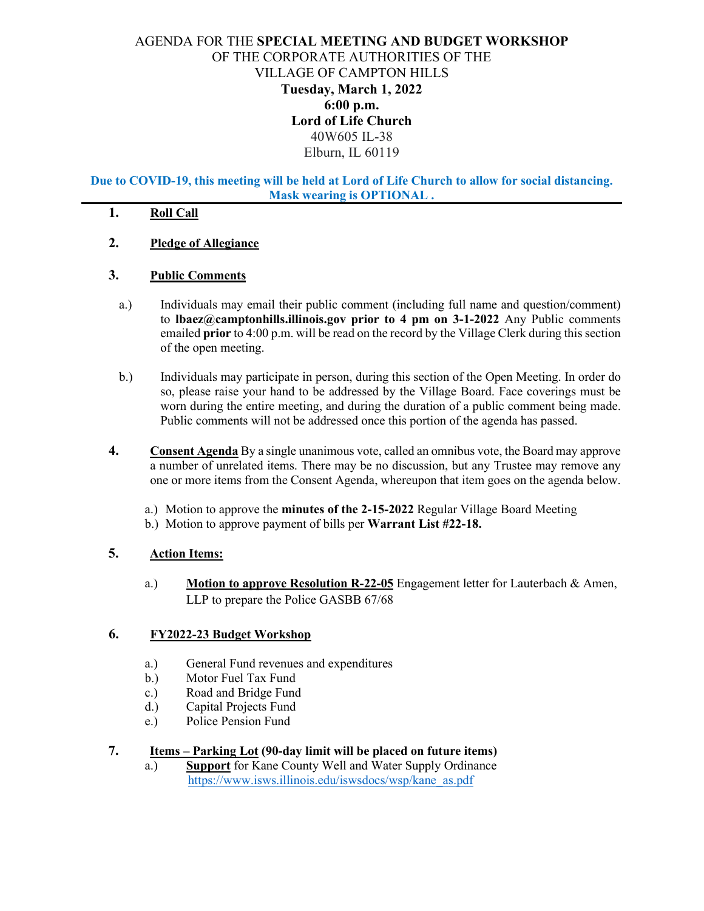AGENDA FOR THE **SPECIAL MEETING AND BUDGET WORKSHOP**
OF THE CORPORATE AUTHORITIES OF THE
VILLAGE OF CAMPTON HILLS
**Tuesday, March 1, 2022**
**6:00 p.m.**
**Lord of Life Church**
40W605 IL-38
Elburn, IL 60119

**Due to COVID-19, this meeting will be held at Lord of Life Church to allow for social distancing. Mask wearing is OPTIONAL .**

---

**1. Roll Call**

**2. Pledge of Allegiance**

**3. Public Comments**

a.) Individuals may email their public comment (including full name and question/comment) to **lbaez@camptonhills.illinois.gov prior to 4 pm on 3-1-2022** Any Public comments emailed **prior** to 4:00 p.m. will be read on the record by the Village Clerk during this section of the open meeting.

b.) Individuals may participate in person, during this section of the Open Meeting. In order do so, please raise your hand to be addressed by the Village Board. Face coverings must be worn during the entire meeting, and during the duration of a public comment being made. Public comments will not be addressed once this portion of the agenda has passed.

**4. Consent Agenda** By a single unanimous vote, called an omnibus vote, the Board may approve a number of unrelated items. There may be no discussion, but any Trustee may remove any one or more items from the Consent Agenda, whereupon that item goes on the agenda below.

a.) Motion to approve the **minutes of the 2-15-2022** Regular Village Board Meeting
b.) Motion to approve payment of bills per **Warrant List #22-18.**

**5. Action Items:**

a.) **Motion to approve Resolution R-22-05** Engagement letter for Lauterbach & Amen, LLP to prepare the Police GASBB 67/68

**6. FY2022-23 Budget Workshop**

a.) General Fund revenues and expenditures
b.) Motor Fuel Tax Fund
c.) Road and Bridge Fund
d.) Capital Projects Fund
e.) Police Pension Fund

**7. Items – Parking Lot (90-day limit will be placed on future items)**

a.) **Support** for Kane County Well and Water Supply Ordinance
https://www.isws.illinois.edu/iswsdocs/wsp/kane_as.pdf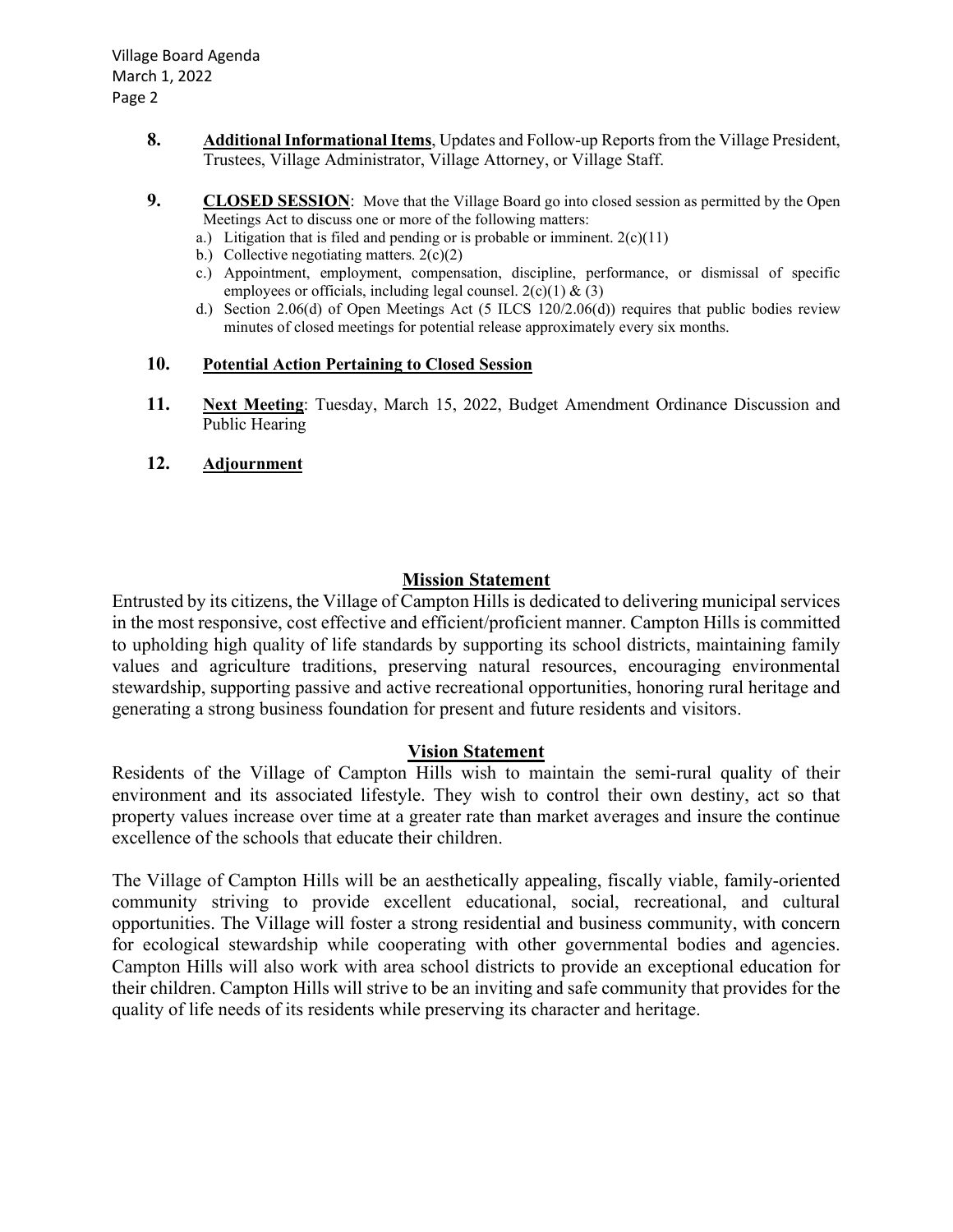8. **Additional Informational Items**, Updates and Follow-up Reports from the Village President, Trustees, Village Administrator, Village Attorney, or Village Staff.

9. **CLOSED SESSION**: Move that the Village Board go into closed session as permitted by the Open Meetings Act to discuss one or more of the following matters:
   a.) Litigation that is filed and pending or is probable or imminent. 2(c)(11)
   b.) Collective negotiating matters. 2(c)(2)
   c.) Appointment, employment, compensation, discipline, performance, or dismissal of specific employees or officials, including legal counsel. 2(c)(1) & (3)
   d.) Section 2.06(d) of Open Meetings Act (5 ILCS 120/2.06(d)) requires that public bodies review minutes of closed meetings for potential release approximately every six months.

10. **Potential Action Pertaining to Closed Session**

11. **Next Meeting**: Tuesday, March 15, 2022, Budget Amendment Ordinance Discussion and Public Hearing

12. **Adjournment**

## Mission Statement

Entrusted by its citizens, the Village of Campton Hills is dedicated to delivering municipal services in the most responsive, cost effective and efficient/proficient manner. Campton Hills is committed to upholding high quality of life standards by supporting its school districts, maintaining family values and agriculture traditions, preserving natural resources, encouraging environmental stewardship, supporting passive and active recreational opportunities, honoring rural heritage and generating a strong business foundation for present and future residents and visitors.

## Vision Statement

Residents of the Village of Campton Hills wish to maintain the semi-rural quality of their environment and its associated lifestyle. They wish to control their own destiny, act so that property values increase over time at a greater rate than market averages and insure the continue excellence of the schools that educate their children.

The Village of Campton Hills will be an aesthetically appealing, fiscally viable, family-oriented community striving to provide excellent educational, social, recreational, and cultural opportunities. The Village will foster a strong residential and business community, with concern for ecological stewardship while cooperating with other governmental bodies and agencies. Campton Hills will also work with area school districts to provide an exceptional education for their children. Campton Hills will strive to be an inviting and safe community that provides for the quality of life needs of its residents while preserving its character and heritage.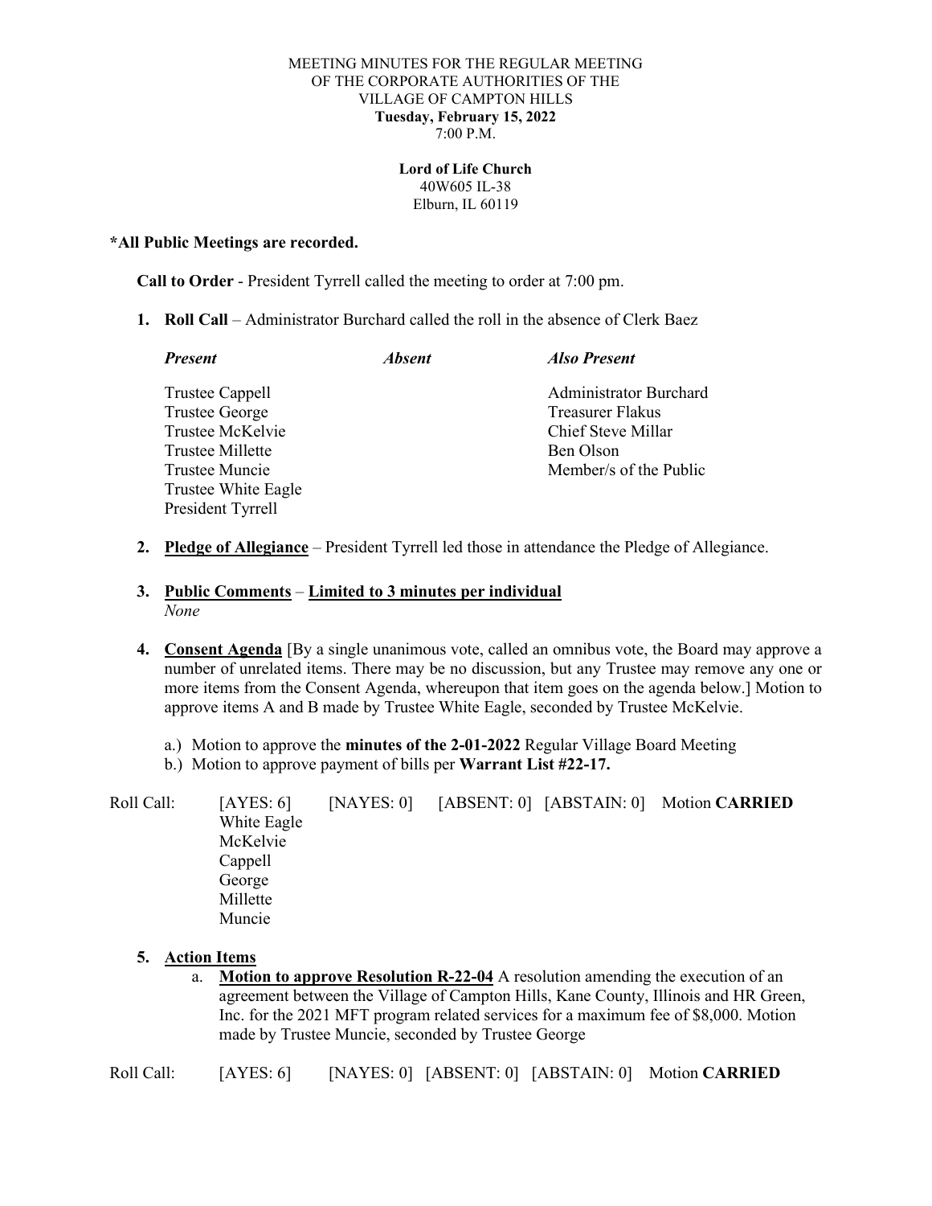MEETING MINUTES FOR THE REGULAR MEETING
OF THE CORPORATE AUTHORITIES OF THE
VILLAGE OF CAMPTON HILLS
**Tuesday, February 15, 2022**
7:00 P.M.

**Lord of Life Church**
40W605 IL-38
Elburn, IL 60119

**\*All Public Meetings are recorded.**

**Call to Order** - President Tyrrell called the meeting to order at 7:00 pm.

1. **Roll Call** – Administrator Burchard called the roll in the absence of Clerk Baez

| ***Present*** | ***Absent*** | ***Also Present*** |
|---|---|---|
| Trustee Cappell | | Administrator Burchard |
| Trustee George | | Treasurer Flakus |
| Trustee McKelvie | | Chief Steve Millar |
| Trustee Millette | | Ben Olson |
| Trustee Muncie | | Member/s of the Public |
| Trustee White Eagle | | |
| President Tyrrell | | |

2. **Pledge of Allegiance** – President Tyrrell led those in attendance the Pledge of Allegiance.

3. **Public Comments** – **Limited to 3 minutes per individual**
   *None*

4. **Consent Agenda** [By a single unanimous vote, called an omnibus vote, the Board may approve a number of unrelated items. There may be no discussion, but any Trustee may remove any one or more items from the Consent Agenda, whereupon that item goes on the agenda below.] Motion to approve items A and B made by Trustee White Eagle, seconded by Trustee McKelvie.

   a.) Motion to approve the **minutes of the 2-01-2022** Regular Village Board Meeting
   b.) Motion to approve payment of bills per **Warrant List #22-17.**

Roll Call: [AYES: 6] [NAYES: 0] [ABSENT: 0] [ABSTAIN: 0] Motion **CARRIED**
White Eagle
McKelvie
Cappell
George
Millette
Muncie

5. **Action Items**

   a. **Motion to approve Resolution R-22-04** A resolution amending the execution of an agreement between the Village of Campton Hills, Kane County, Illinois and HR Green, Inc. for the 2021 MFT program related services for a maximum fee of $8,000. Motion made by Trustee Muncie, seconded by Trustee George

Roll Call: [AYES: 6] [NAYES: 0] [ABSENT: 0] [ABSTAIN: 0] Motion **CARRIED**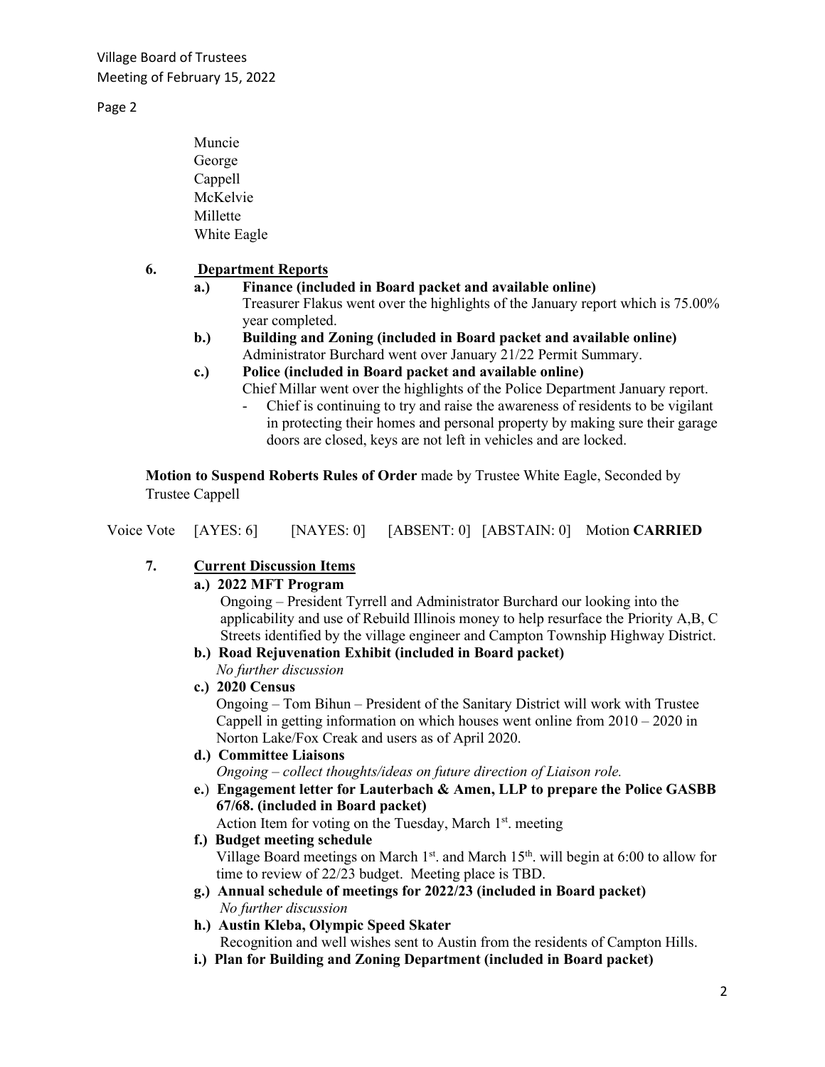Muncie
George
Cappell
McKelvie
Millette
White Eagle

**6. Department Reports**

**a.) Finance (included in Board packet and available online)**
Treasurer Flakus went over the highlights of the January report which is 75.00% year completed.

**b.) Building and Zoning (included in Board packet and available online)**
Administrator Burchard went over January 21/22 Permit Summary.

**c.) Police (included in Board packet and available online)**
Chief Millar went over the highlights of the Police Department January report.

- Chief is continuing to try and raise the awareness of residents to be vigilant in protecting their homes and personal property by making sure their garage doors are closed, keys are not left in vehicles and are locked.

**Motion to Suspend Roberts Rules of Order** made by Trustee White Eagle, Seconded by Trustee Cappell

Voice Vote [AYES: 6] [NAYES: 0] [ABSENT: 0] [ABSTAIN: 0] Motion **CARRIED**

**7. Current Discussion Items**

**a.) 2022 MFT Program**
Ongoing – President Tyrrell and Administrator Burchard our looking into the applicability and use of Rebuild Illinois money to help resurface the Priority A,B, C Streets identified by the village engineer and Campton Township Highway District.

**b.) Road Rejuvenation Exhibit (included in Board packet)**
*No further discussion*

**c.) 2020 Census**
Ongoing – Tom Bihun – President of the Sanitary District will work with Trustee Cappell in getting information on which houses went online from 2010 – 2020 in Norton Lake/Fox Creak and users as of April 2020.

**d.) Committee Liaisons**
*Ongoing – collect thoughts/ideas on future direction of Liaison role.*

**e.) Engagement letter for Lauterbach & Amen, LLP to prepare the Police GASBB 67/68. (included in Board packet)**
Action Item for voting on the Tuesday, March 1st. meeting

**f.) Budget meeting schedule**
Village Board meetings on March 1st. and March 15th. will begin at 6:00 to allow for time to review of 22/23 budget. Meeting place is TBD.

**g.) Annual schedule of meetings for 2022/23 (included in Board packet)**
*No further discussion*

**h.) Austin Kleba, Olympic Speed Skater**
Recognition and well wishes sent to Austin from the residents of Campton Hills.

**i.) Plan for Building and Zoning Department (included in Board packet)**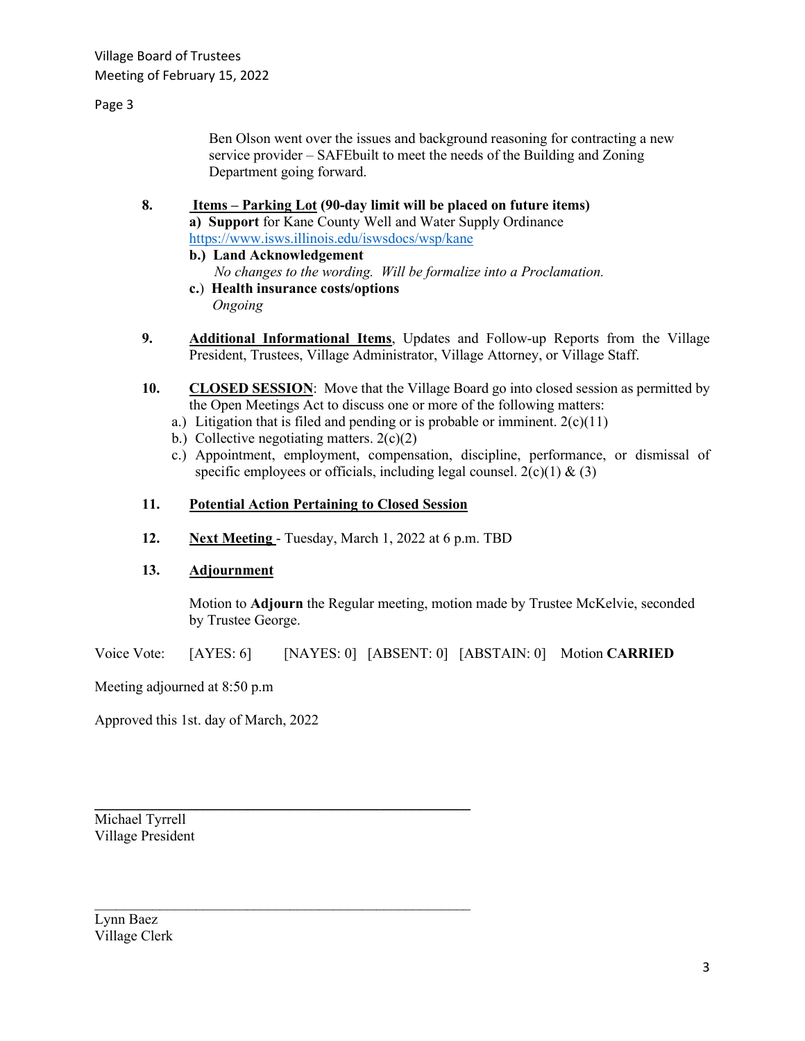Ben Olson went over the issues and background reasoning for contracting a new service provider – SAFEbuilt to meet the needs of the Building and Zoning Department going forward.

8. **Items – Parking Lot (90-day limit will be placed on future items)**

   **a) Support** for Kane County Well and Water Supply Ordinance
   https://www.isws.illinois.edu/iswsdocs/wsp/kane

   **b.) Land Acknowledgement**

   *No changes to the wording. Will be formalize into a Proclamation.*

   **c.) Health insurance costs/options**

   *Ongoing*

9. **Additional Informational Items**, Updates and Follow-up Reports from the Village President, Trustees, Village Administrator, Village Attorney, or Village Staff.

10. **CLOSED SESSION**: Move that the Village Board go into closed session as permitted by the Open Meetings Act to discuss one or more of the following matters:

    a.) Litigation that is filed and pending or is probable or imminent. 2(c)(11)

    b.) Collective negotiating matters. 2(c)(2)

    c.) Appointment, employment, compensation, discipline, performance, or dismissal of specific employees or officials, including legal counsel. 2(c)(1) & (3)

11. **Potential Action Pertaining to Closed Session**

12. **Next Meeting** - Tuesday, March 1, 2022 at 6 p.m. TBD

13. **Adjournment**

    Motion to **Adjourn** the Regular meeting, motion made by Trustee McKelvie, seconded by Trustee George.

Voice Vote: [AYES: 6] [NAYES: 0] [ABSENT: 0] [ABSTAIN: 0] Motion **CARRIED**

Meeting adjourned at 8:50 p.m

Approved this 1st. day of March, 2022

\_\_\_\_\_\_\_\_\_\_\_\_\_\_\_\_\_\_\_\_\_\_\_\_\_\_\_\_\_\_\_\_\_\_\_\_\_\_\_\_

Michael Tyrrell
Village President

\_\_\_\_\_\_\_\_\_\_\_\_\_\_\_\_\_\_\_\_\_\_\_\_\_\_\_\_\_\_\_\_\_\_\_\_\_\_\_\_

Lynn Baez
Village Clerk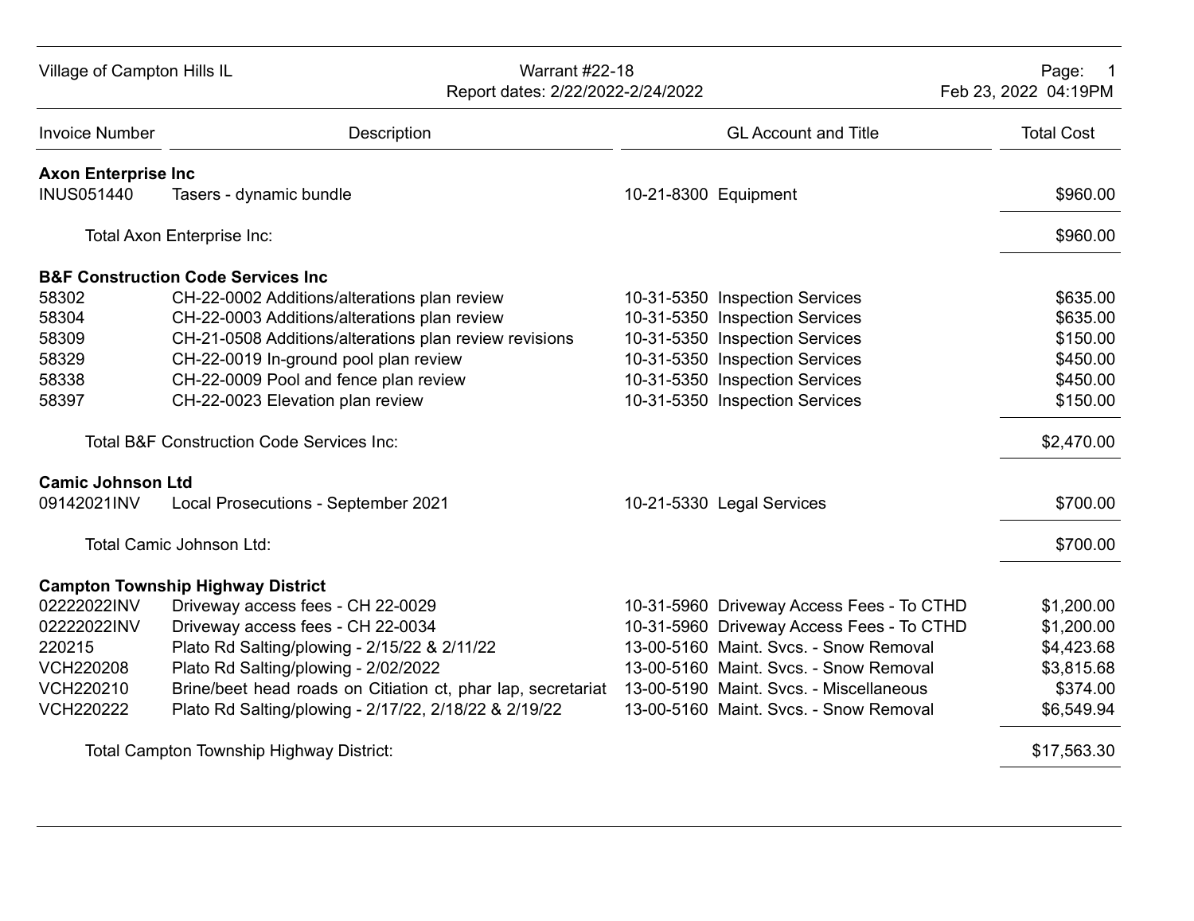Village of Campton Hills IL

Warrant #22-18
Report dates: 2/22/2022-2/24/2022

Feb 23, 2022 04:19PM

| Invoice Number | Description | GL Account and Title | Total Cost |
|---|---|---|---|
| **Axon Enterprise Inc** | | | |
| INUS051440 | Tasers - dynamic bundle | 10-21-8300 Equipment | $960.00 |
| | Total Axon Enterprise Inc: | | $960.00 |
| **B&F Construction Code Services Inc** | | | |
| 58302 | CH-22-0002 Additions/alterations plan review | 10-31-5350 Inspection Services | $635.00 |
| 58304 | CH-22-0003 Additions/alterations plan review | 10-31-5350 Inspection Services | $635.00 |
| 58309 | CH-21-0508 Additions/alterations plan review revisions | 10-31-5350 Inspection Services | $150.00 |
| 58329 | CH-22-0019 In-ground pool plan review | 10-31-5350 Inspection Services | $450.00 |
| 58338 | CH-22-0009 Pool and fence plan review | 10-31-5350 Inspection Services | $450.00 |
| 58397 | CH-22-0023 Elevation plan review | 10-31-5350 Inspection Services | $150.00 |
| | Total B&F Construction Code Services Inc: | | $2,470.00 |
| **Camic Johnson Ltd** | | | |
| 09142021INV | Local Prosecutions - September 2021 | 10-21-5330 Legal Services | $700.00 |
| | Total Camic Johnson Ltd: | | $700.00 |
| **Campton Township Highway District** | | | |
| 02222022INV | Driveway access fees - CH 22-0029 | 10-31-5960 Driveway Access Fees - To CTHD | $1,200.00 |
| 02222022INV | Driveway access fees - CH 22-0034 | 10-31-5960 Driveway Access Fees - To CTHD | $1,200.00 |
| 220215 | Plato Rd Salting/plowing - 2/15/22 & 2/11/22 | 13-00-5160 Maint. Svcs. - Snow Removal | $4,423.68 |
| VCH220208 | Plato Rd Salting/plowing - 2/02/2022 | 13-00-5160 Maint. Svcs. - Snow Removal | $3,815.68 |
| VCH220210 | Brine/beet head roads on Citiation ct, phar lap, secretariat | 13-00-5190 Maint. Svcs. - Miscellaneous | $374.00 |
| VCH220222 | Plato Rd Salting/plowing - 2/17/22, 2/18/22 & 2/19/22 | 13-00-5160 Maint. Svcs. - Snow Removal | $6,549.94 |
| | Total Campton Township Highway District: | | $17,563.30 |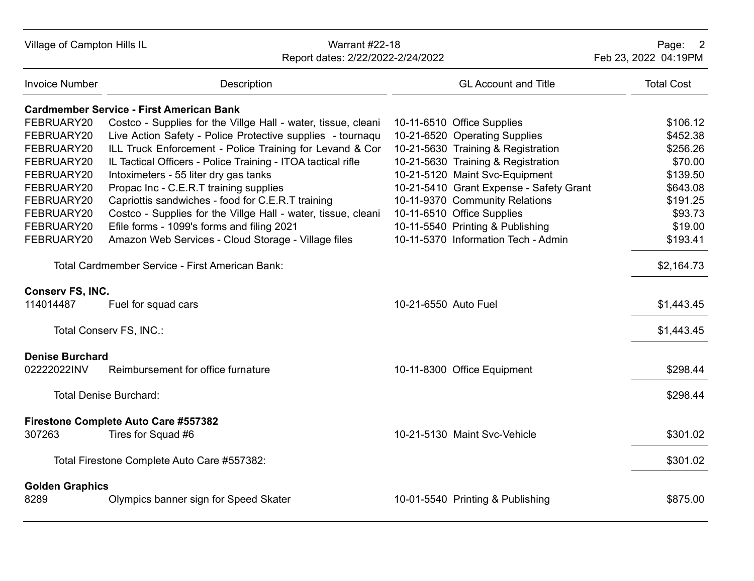Village of Campton Hills IL — Warrant #22-18 — Report dates: 2/22/2022-2/24/2022 — Feb 23, 2022 04:19PM

| Invoice Number | Description | GL Account and Title | Total Cost |
|---|---|---|---|
| **Cardmember Service - First American Bank** | | | |
| FEBRUARY20 | Costco - Supplies for the Villge Hall - water, tissue, cleani | 10-11-6510 Office Supplies | $106.12 |
| FEBRUARY20 | Live Action Safety - Police Protective supplies - tournaqu | 10-21-6520 Operating Supplies | $452.38 |
| FEBRUARY20 | ILL Truck Enforcement - Police Training for Levand & Cor | 10-21-5630 Training & Registration | $256.26 |
| FEBRUARY20 | IL Tactical Officers - Police Training - ITOA tactical rifle | 10-21-5630 Training & Registration | $70.00 |
| FEBRUARY20 | Intoximeters - 55 liter dry gas tanks | 10-21-5120 Maint Svc-Equipment | $139.50 |
| FEBRUARY20 | Propac Inc - C.E.R.T training supplies | 10-21-5410 Grant Expense - Safety Grant | $643.08 |
| FEBRUARY20 | Capriottis sandwiches - food for C.E.R.T training | 10-11-9370 Community Relations | $191.25 |
| FEBRUARY20 | Costco - Supplies for the Villge Hall - water, tissue, cleani | 10-11-6510 Office Supplies | $93.73 |
| FEBRUARY20 | Efile forms - 1099's forms and filing 2021 | 10-11-5540 Printing & Publishing | $19.00 |
| FEBRUARY20 | Amazon Web Services - Cloud Storage - Village files | 10-11-5370 Information Tech - Admin | $193.41 |
| | Total Cardmember Service - First American Bank: | | $2,164.73 |
| **Conserv FS, INC.** | | | |
| 114014487 | Fuel for squad cars | 10-21-6550 Auto Fuel | $1,443.45 |
| | Total Conserv FS, INC.: | | $1,443.45 |
| **Denise Burchard** | | | |
| 02222022INV | Reimbursement for office furnature | 10-11-8300 Office Equipment | $298.44 |
| | Total Denise Burchard: | | $298.44 |
| **Firestone Complete Auto Care #557382** | | | |
| 307263 | Tires for Squad #6 | 10-21-5130 Maint Svc-Vehicle | $301.02 |
| | Total Firestone Complete Auto Care #557382: | | $301.02 |
| **Golden Graphics** | | | |
| 8289 | Olympics banner sign for Speed Skater | 10-01-5540 Printing & Publishing | $875.00 |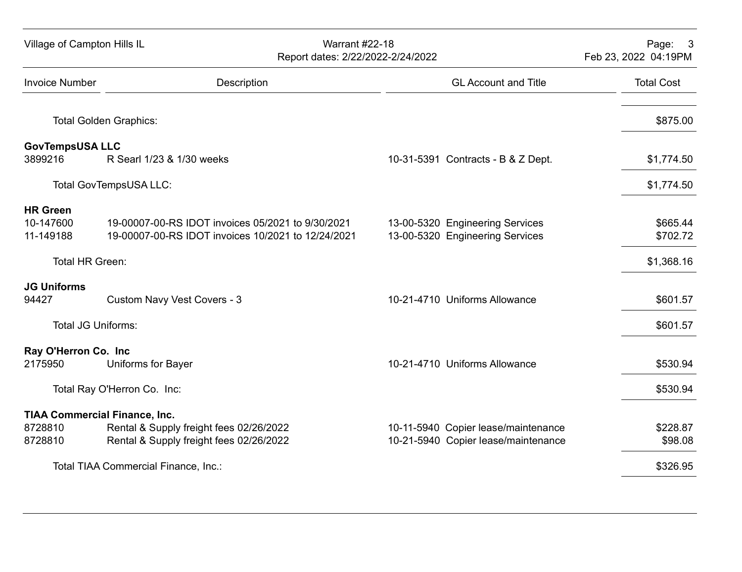| Invoice Number | Description | GL Account and Title | Total Cost |
|---|---|---|---|
| | Total Golden Graphics: | | $875.00 |
| **GovTempsUSA LLC** | | | |
| 3899216 | R Searl 1/23 & 1/30 weeks | 10-31-5391 Contracts - B & Z Dept. | $1,774.50 |
| | Total GovTempsUSA LLC: | | $1,774.50 |
| **HR Green** | | | |
| 10-147600 | 19-00007-00-RS IDOT invoices 05/2021 to 9/30/2021 | 13-00-5320 Engineering Services | $665.44 |
| 11-149188 | 19-00007-00-RS IDOT invoices 10/2021 to 12/24/2021 | 13-00-5320 Engineering Services | $702.72 |
| | Total HR Green: | | $1,368.16 |
| **JG Uniforms** | | | |
| 94427 | Custom Navy Vest Covers - 3 | 10-21-4710 Uniforms Allowance | $601.57 |
| | Total JG Uniforms: | | $601.57 |
| **Ray O'Herron Co. Inc** | | | |
| 2175950 | Uniforms for Bayer | 10-21-4710 Uniforms Allowance | $530.94 |
| | Total Ray O'Herron Co. Inc: | | $530.94 |
| **TIAA Commercial Finance, Inc.** | | | |
| 8728810 | Rental & Supply freight fees 02/26/2022 | 10-11-5940 Copier lease/maintenance | $228.87 |
| 8728810 | Rental & Supply freight fees 02/26/2022 | 10-21-5940 Copier lease/maintenance | $98.08 |
| | Total TIAA Commercial Finance, Inc.: | | $326.95 |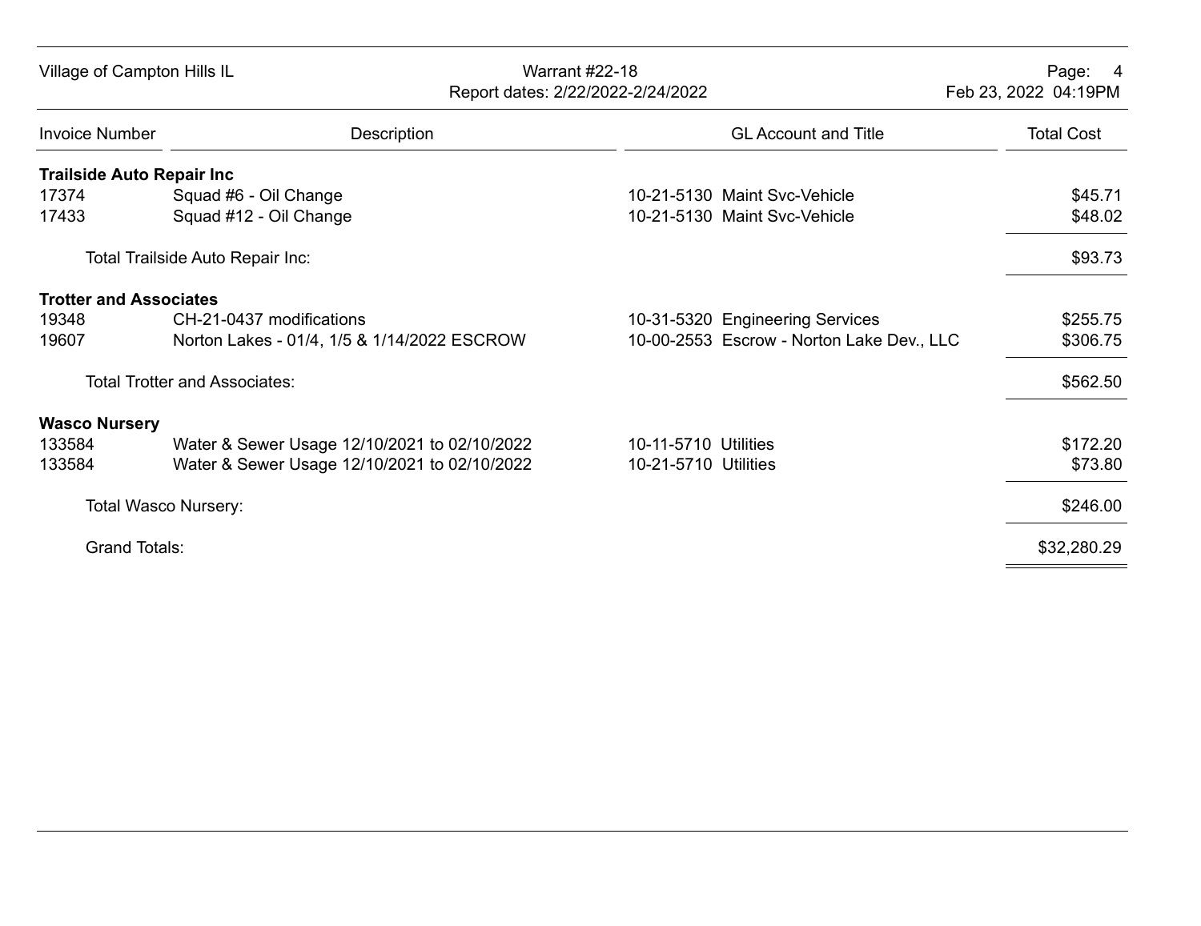| Invoice Number | Description | GL Account and Title | Total Cost |
|---|---|---|---|
| **Trailside Auto Repair Inc** | | | |
| 17374 | Squad #6 - Oil Change | 10-21-5130 Maint Svc-Vehicle | $45.71 |
| 17433 | Squad #12 - Oil Change | 10-21-5130 Maint Svc-Vehicle | $48.02 |
| | Total Trailside Auto Repair Inc: | | $93.73 |
| **Trotter and Associates** | | | |
| 19348 | CH-21-0437 modifications | 10-31-5320 Engineering Services | $255.75 |
| 19607 | Norton Lakes - 01/4, 1/5 & 1/14/2022 ESCROW | 10-00-2553 Escrow - Norton Lake Dev., LLC | $306.75 |
| | Total Trotter and Associates: | | $562.50 |
| **Wasco Nursery** | | | |
| 133584 | Water & Sewer Usage 12/10/2021 to 02/10/2022 | 10-11-5710 Utilities | $172.20 |
| 133584 | Water & Sewer Usage 12/10/2021 to 02/10/2022 | 10-21-5710 Utilities | $73.80 |
| | Total Wasco Nursery: | | $246.00 |
| | Grand Totals: | | $32,280.29 |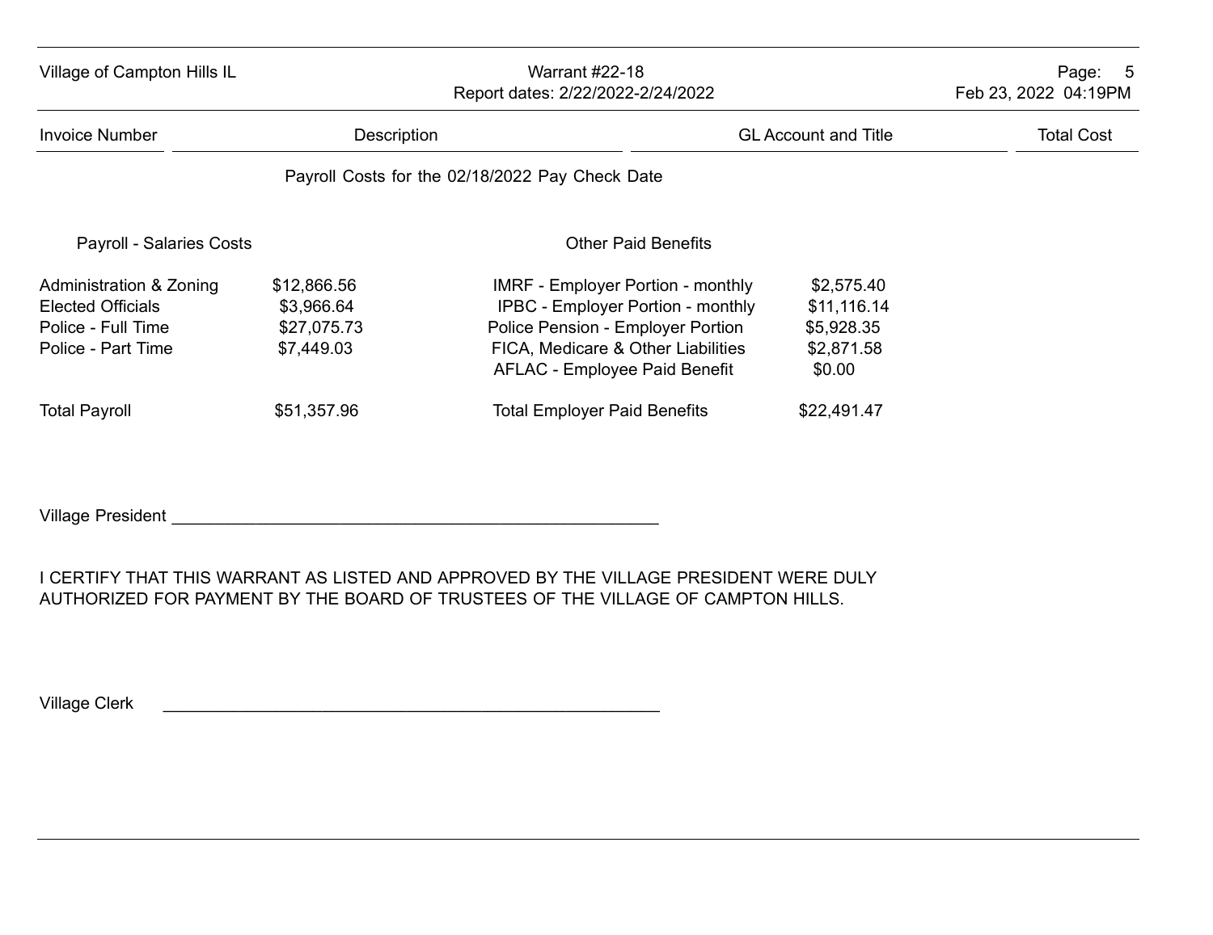| Invoice Number | Description | GL Account and Title | Total Cost |
|---|---|---|---|

Payroll Costs for the 02/18/2022 Pay Check Date

| Payroll - Salaries Costs | | Other Paid Benefits | |
|---|---|---|---|
| Administration & Zoning | $12,866.56 | IMRF - Employer Portion - monthly | $2,575.40 |
| Elected Officials | $3,966.64 | IPBC - Employer Portion - monthly | $11,116.14 |
| Police - Full Time | $27,075.73 | Police Pension - Employer Portion | $5,928.35 |
| Police - Part Time | $7,449.03 | FICA, Medicare & Other Liabilities | $2,871.58 |
| | | AFLAC - Employee Paid Benefit | $0.00 |
| Total Payroll | $51,357.96 | Total Employer Paid Benefits | $22,491.47 |

Village President ____________________________________________________

I CERTIFY THAT THIS WARRANT AS LISTED AND APPROVED BY THE VILLAGE PRESIDENT WERE DULY AUTHORIZED FOR PAYMENT BY THE BOARD OF TRUSTEES OF THE VILLAGE OF CAMPTON HILLS.

Village Clerk ____________________________________________________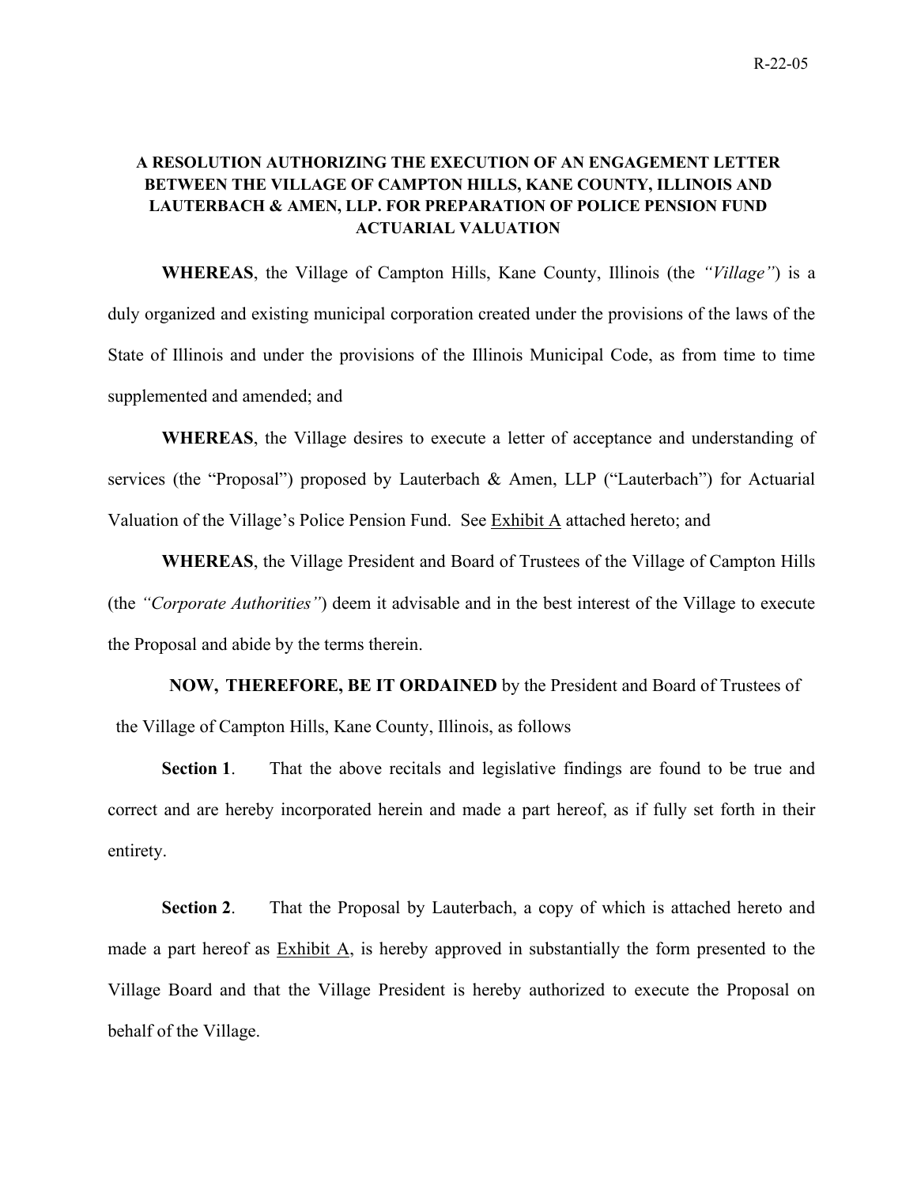R-22-05

**A RESOLUTION AUTHORIZING THE EXECUTION OF AN ENGAGEMENT LETTER BETWEEN THE VILLAGE OF CAMPTON HILLS, KANE COUNTY, ILLINOIS AND LAUTERBACH & AMEN, LLP. FOR PREPARATION OF POLICE PENSION FUND ACTUARIAL VALUATION**

**WHEREAS**, the Village of Campton Hills, Kane County, Illinois (the *"Village"*) is a duly organized and existing municipal corporation created under the provisions of the laws of the State of Illinois and under the provisions of the Illinois Municipal Code, as from time to time supplemented and amended; and

**WHEREAS**, the Village desires to execute a letter of acceptance and understanding of services (the "Proposal") proposed by Lauterbach & Amen, LLP ("Lauterbach") for Actuarial Valuation of the Village's Police Pension Fund. See Exhibit A attached hereto; and

**WHEREAS**, the Village President and Board of Trustees of the Village of Campton Hills (the *"Corporate Authorities"*) deem it advisable and in the best interest of the Village to execute the Proposal and abide by the terms therein.

**NOW, THEREFORE, BE IT ORDAINED** by the President and Board of Trustees of the Village of Campton Hills, Kane County, Illinois, as follows

**Section 1**. That the above recitals and legislative findings are found to be true and correct and are hereby incorporated herein and made a part hereof, as if fully set forth in their entirety.

**Section 2**. That the Proposal by Lauterbach, a copy of which is attached hereto and made a part hereof as Exhibit A, is hereby approved in substantially the form presented to the Village Board and that the Village President is hereby authorized to execute the Proposal on behalf of the Village.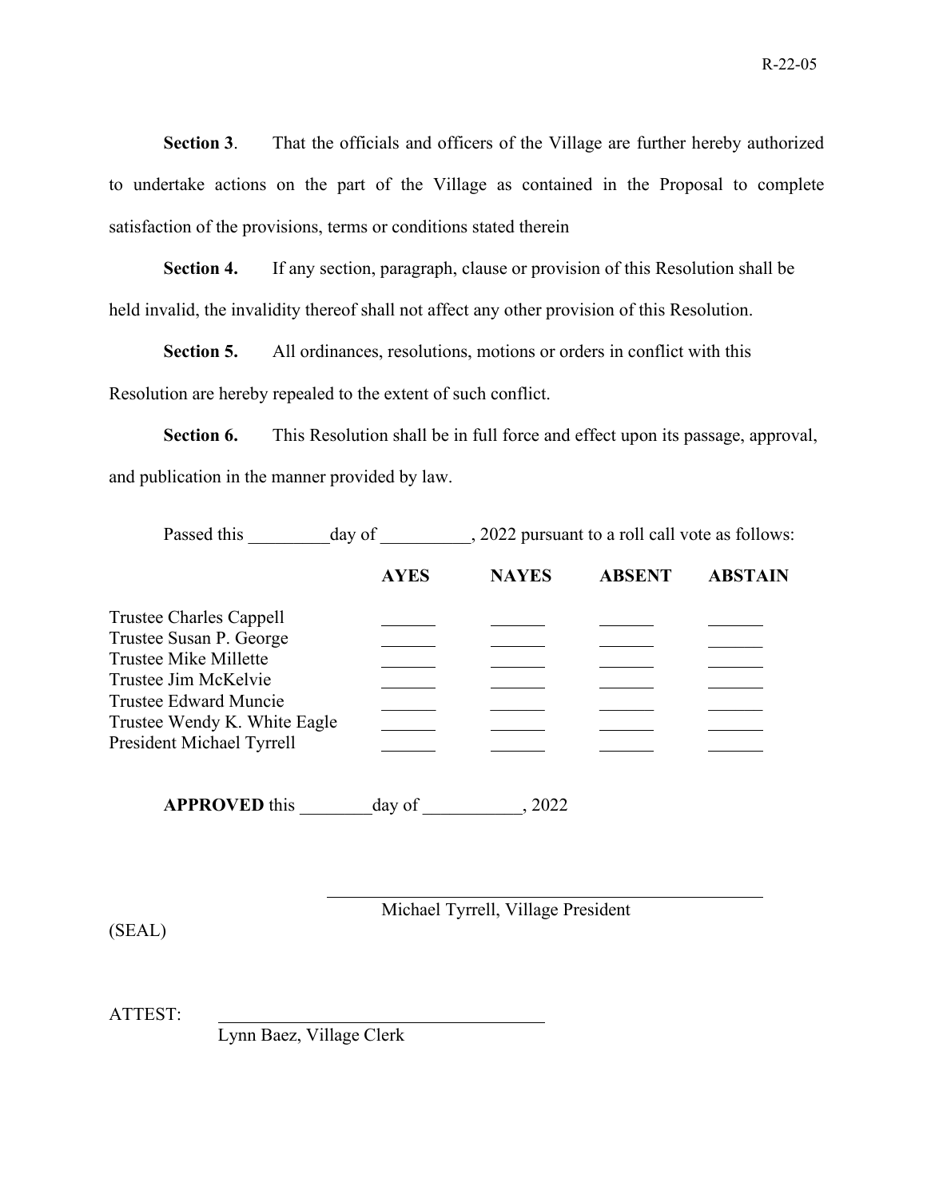**Section 3**. That the officials and officers of the Village are further hereby authorized to undertake actions on the part of the Village as contained in the Proposal to complete satisfaction of the provisions, terms or conditions stated therein

**Section 4.** If any section, paragraph, clause or provision of this Resolution shall be held invalid, the invalidity thereof shall not affect any other provision of this Resolution.

**Section 5.** All ordinances, resolutions, motions or orders in conflict with this Resolution are hereby repealed to the extent of such conflict.

**Section 6.** This Resolution shall be in full force and effect upon its passage, approval, and publication in the manner provided by law.

Passed this _________day of __________, 2022 pursuant to a roll call vote as follows:

| | AYES | NAYES | ABSENT | ABSTAIN |
|---|---|---|---|---|
| Trustee Charles Cappell | ______ | ______ | ______ | ______ |
| Trustee Susan P. George | ______ | ______ | ______ | ______ |
| Trustee Mike Millette | ______ | ______ | ______ | ______ |
| Trustee Jim McKelvie | ______ | ______ | ______ | ______ |
| Trustee Edward Muncie | ______ | ______ | ______ | ______ |
| Trustee Wendy K. White Eagle | ______ | ______ | ______ | ______ |
| President Michael Tyrrell | ______ | ______ | ______ | ______ |

**APPROVED** this ________day of ___________, 2022

_____________________________________________
Michael Tyrrell, Village President

(SEAL)

ATTEST: ______________________________________
Lynn Baez, Village Clerk